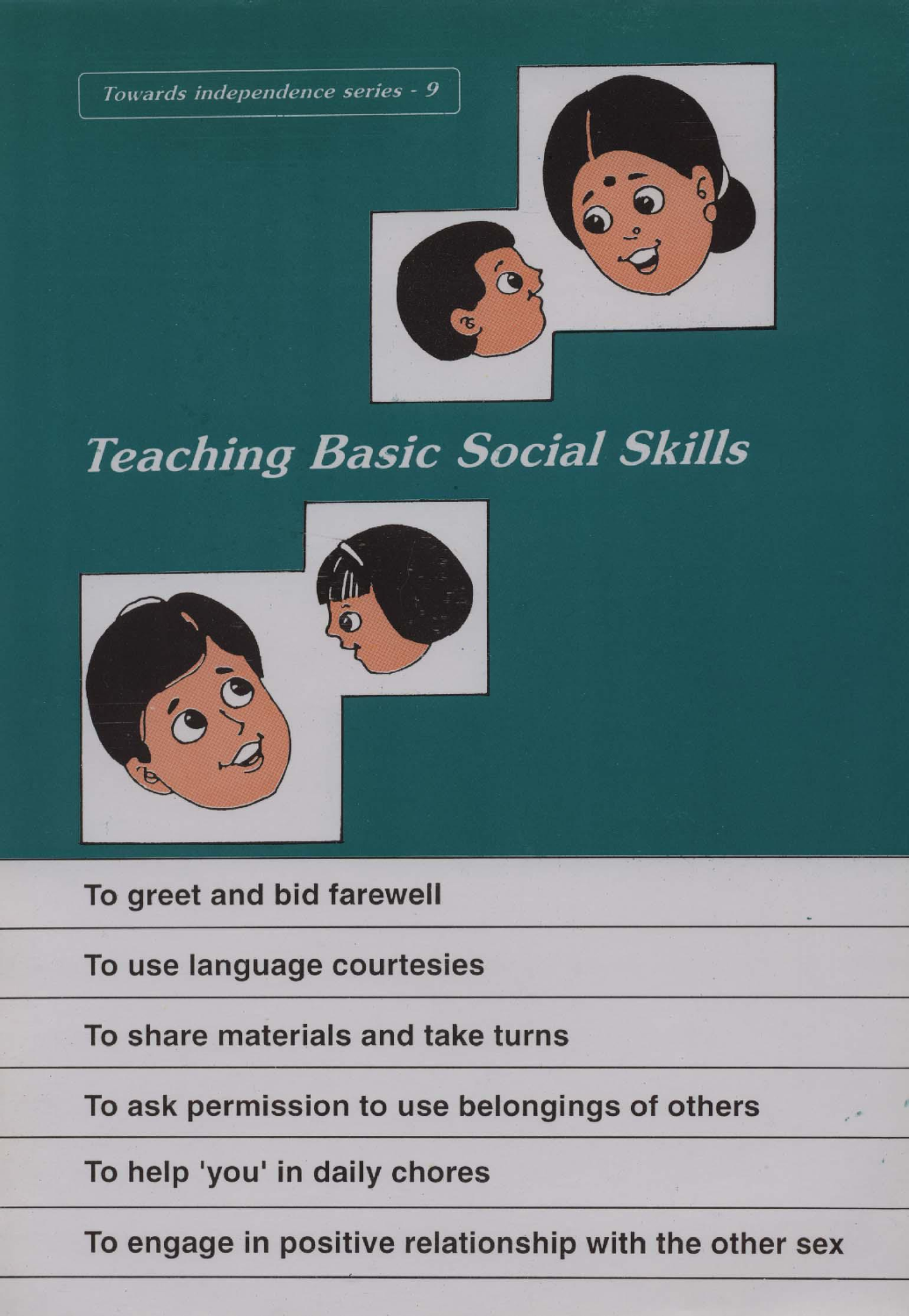*Towards independence series - 9*

# *Teaching Basic Social Skills*

To greet and bid farewell

To use language courtesies

To share materials and take turns

To ask permission to use belongings of others

To help 'you' in daily chores

To engage in positive relationship with the other sex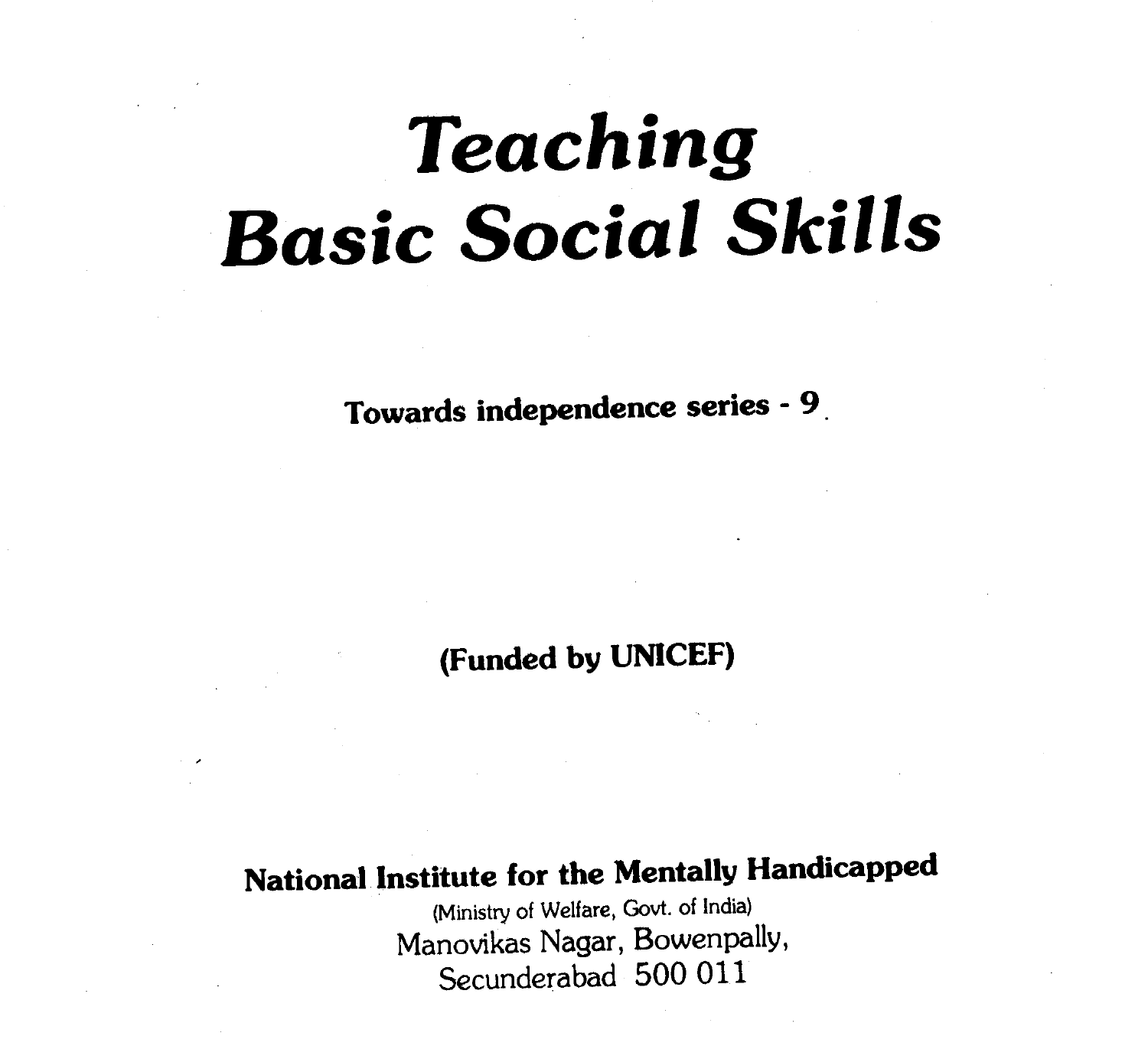# *Teaching Basic Social Skills*

**Towards independence series - 9**

**(Funded by UNICEF)**

**National Institute for the Mentally Handicapped**

(Ministry of Welfare, Govt. of India)

Manovikas Nagar, Bowenpally,

Secunderabad 500 011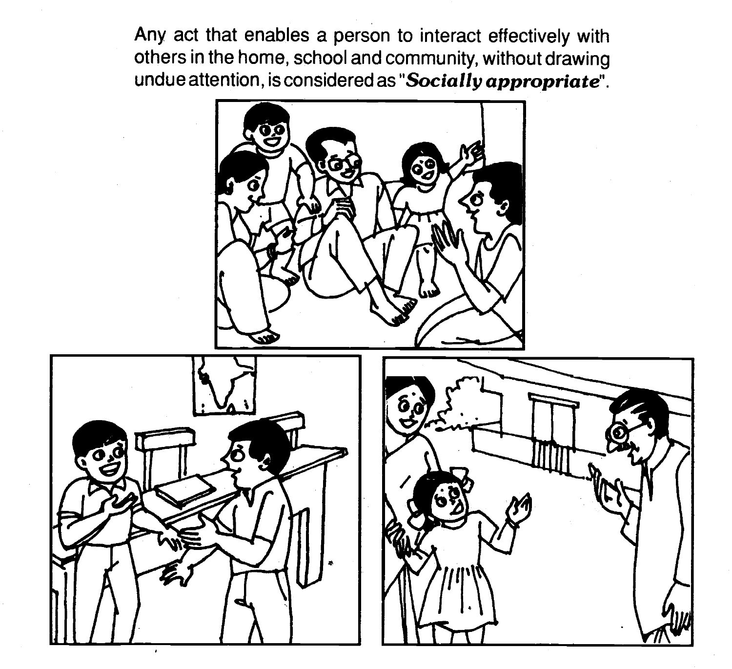Any act that enables a person to interact effectively with others in the home, school and community, without drawing undue attention, is considered as "***Socially appropriate***".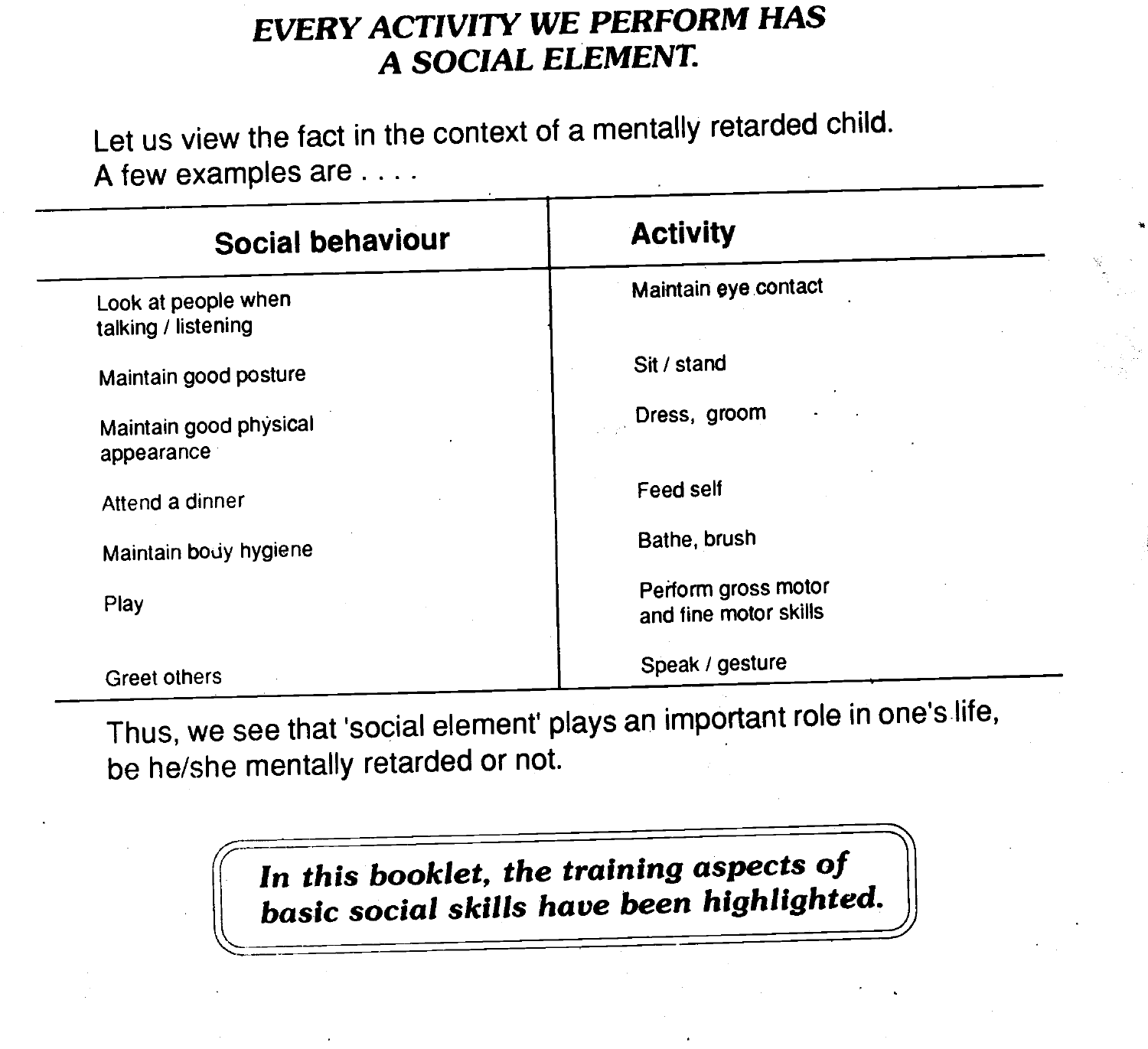## *EVERY ACTIVITY WE PERFORM HAS A SOCIAL ELEMENT.*

Let us view the fact in the context of a mentally retarded child. A few examples are . . . .

| Social behaviour | Activity |
|---|---|
| Look at people when talking / listening | Maintain eye contact |
| Maintain good posture | Sit / stand |
| Maintain good physical appearance | Dress, groom |
| Attend a dinner | Feed self |
| Maintain body hygiene | Bathe, brush |
| Play | Perform gross motor and fine motor skills |
| Greet others | Speak / gesture |

Thus, we see that 'social element' plays an important role in one's life, be he/she mentally retarded or not.

> ***In this booklet, the training aspects of basic social skills have been highlighted.***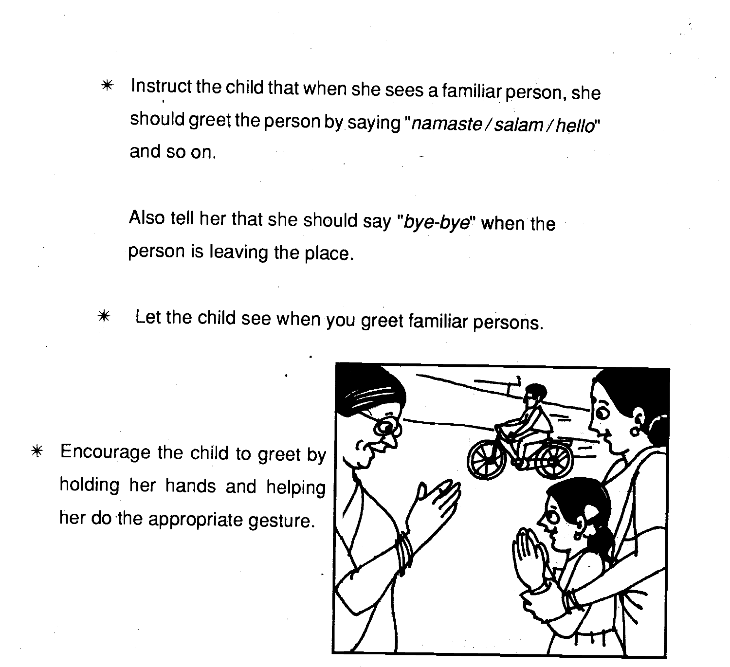- Instruct the child that when she sees a familiar person, she should greet the person by saying "*namaste / salam / hello*" and so on.

  Also tell her that she should say "*bye-bye*" when the person is leaving the place.

- Let the child see when you greet familiar persons.

- Encourage the child to greet by holding her hands and helping her do the appropriate gesture.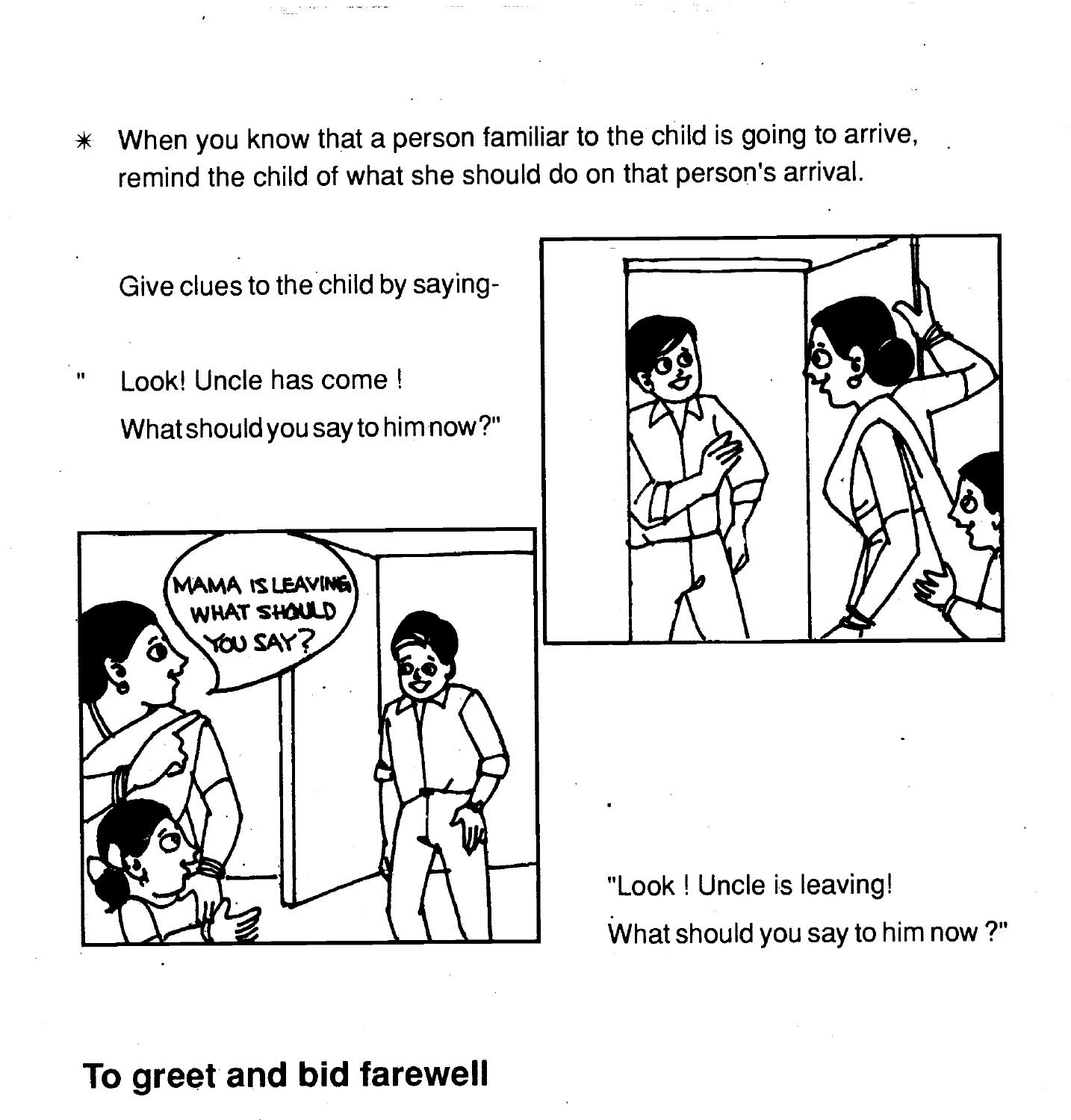* When you know that a person familiar to the child is going to arrive, remind the child of what she should do on that person's arrival.

Give clues to the child by saying-

" Look! Uncle has come !
What should you say to him now?"

"Look ! Uncle is leaving!
What should you say to him now ?"

## To greet and bid farewell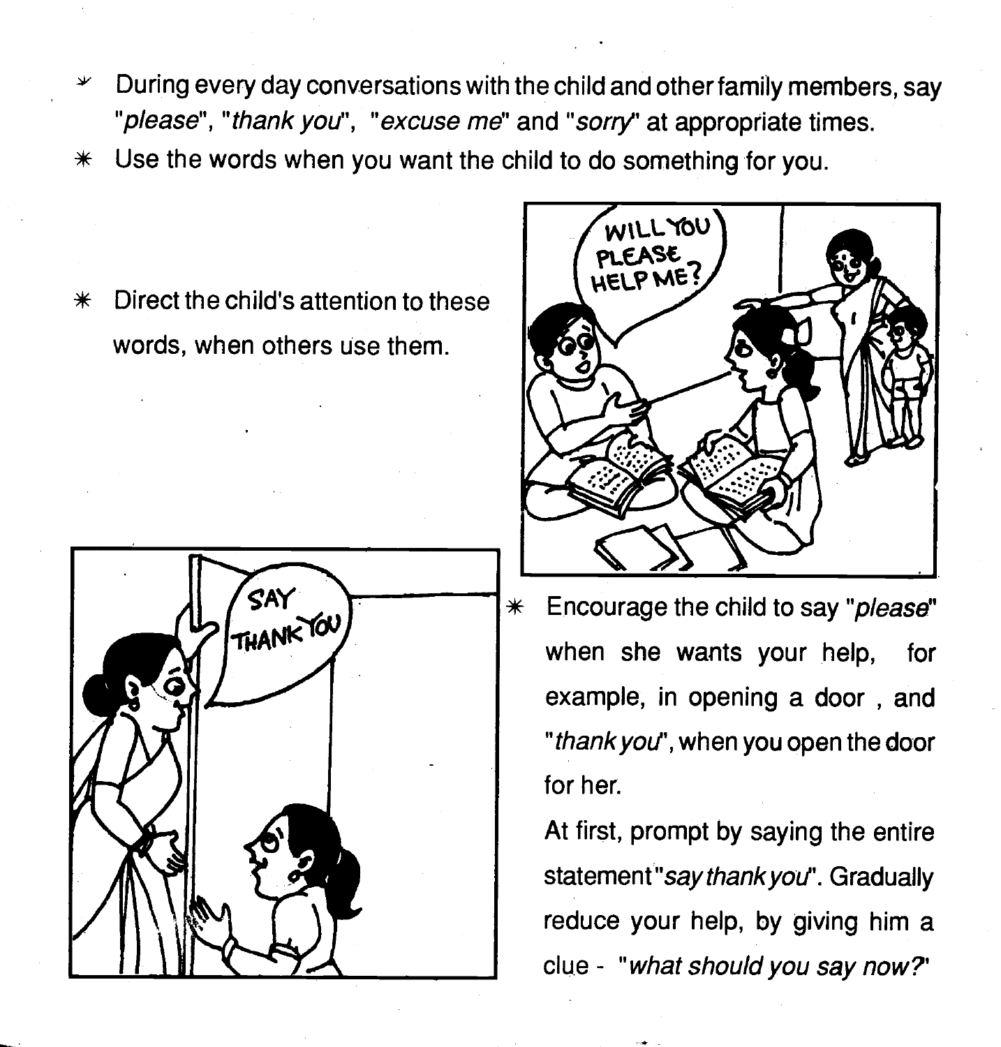- During every day conversations with the child and other family members, say "*please*", "*thank you*", "*excuse me*" and "*sorry*" at appropriate times.
- Use the words when you want the child to do something for you.
- Direct the child's attention to these words, when others use them.
- Encourage the child to say "*please*" when she wants your help, for example, in opening a door , and "*thank you*", when you open the door for her.

  At first, prompt by saying the entire statement "*say thank you*". Gradually reduce your help, by giving him a clue - "*what should you say now?*"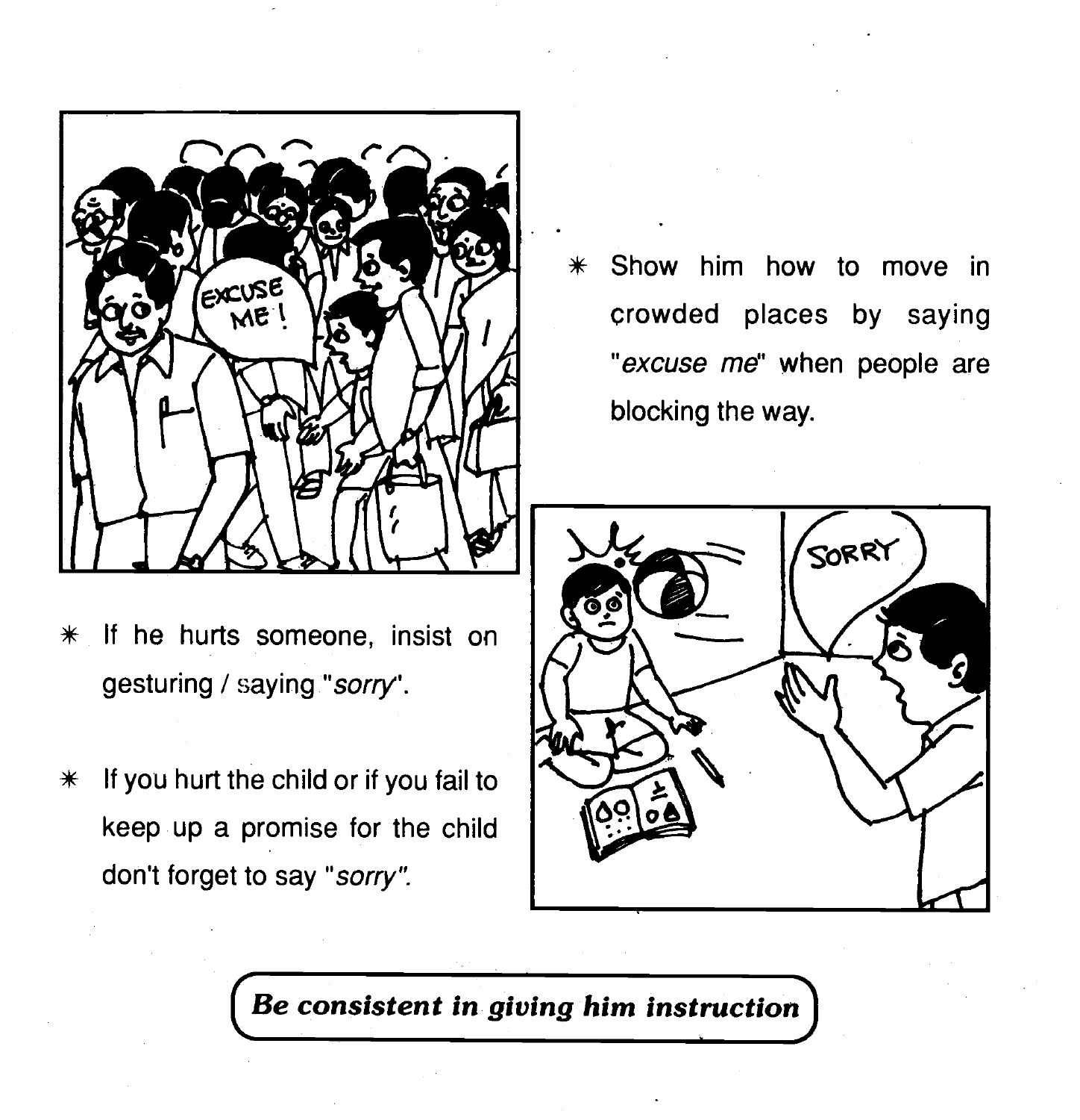* Show him how to move in crowded places by saying "*excuse me*" when people are blocking the way.

* If he hurts someone, insist on gesturing / saying "*sorry*".

* If you hurt the child or if you fail to keep up a promise for the child don't forget to say "*sorry*".

***Be consistent in giving him instruction***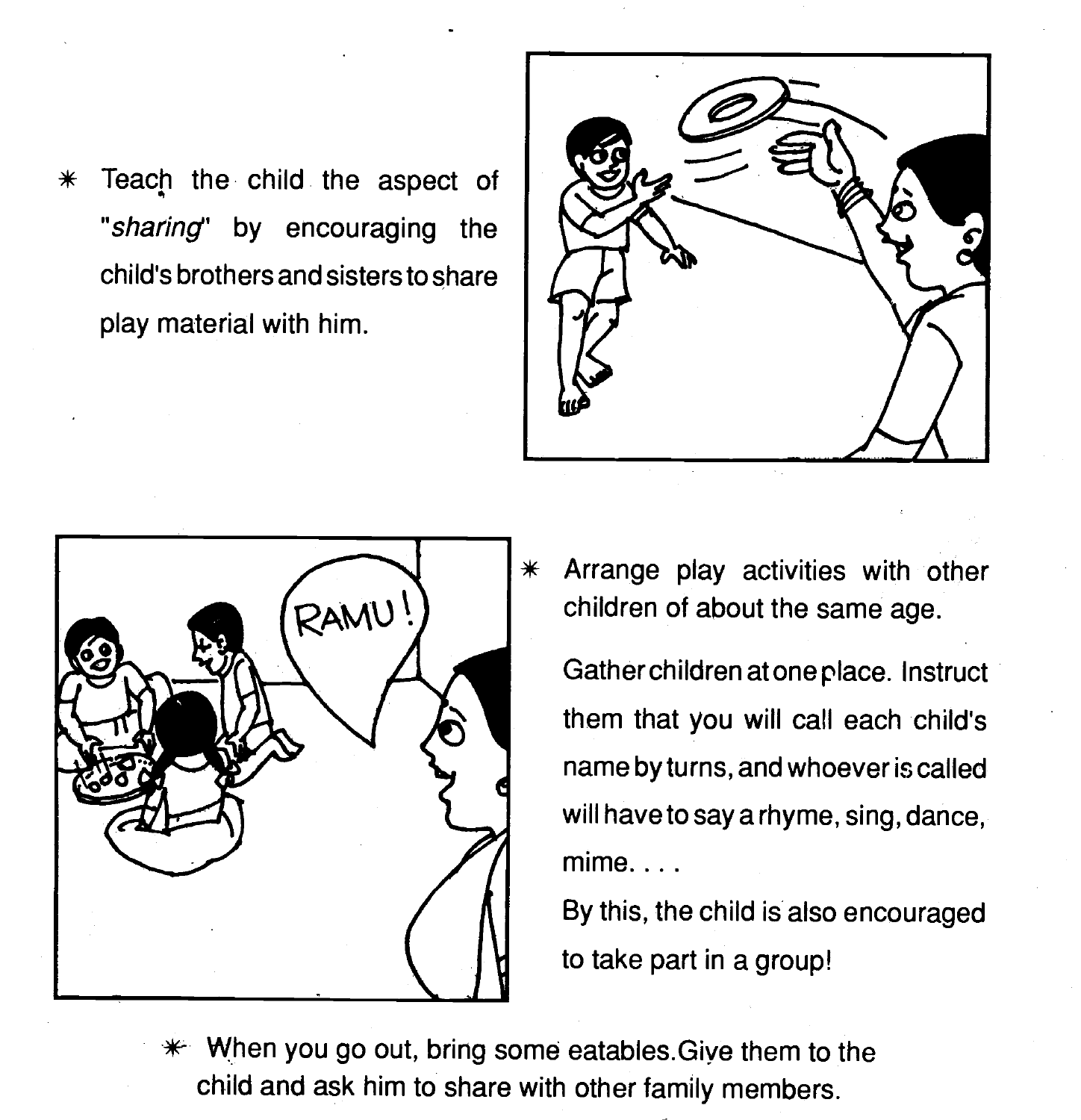* Teach the child the aspect of "*sharing*" by encouraging the child's brothers and sisters to share play material with him.

* Arrange play activities with other children of about the same age.

  Gather children at one place. Instruct them that you will call each child's name by turns, and whoever is called will have to say a rhyme, sing, dance, mime. . . .

  By this, the child is also encouraged to take part in a group!

* When you go out, bring some eatables. Give them to the child and ask him to share with other family members.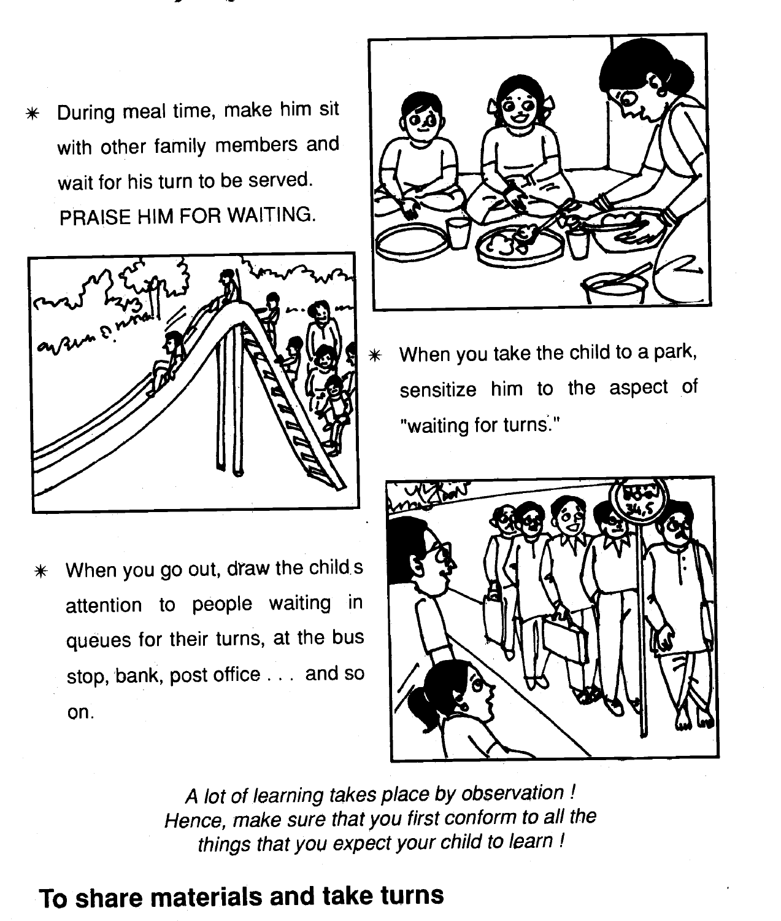* During meal time, make him sit with other family members and wait for his turn to be served. PRAISE HIM FOR WAITING.

* When you take the child to a park, sensitize him to the aspect of "waiting for turns."

* When you go out, draw the child s attention to people waiting in queues for their turns, at the bus stop, bank, post office . . . and so on.

*A lot of learning takes place by observation ! Hence, make sure that you first conform to all the things that you expect your child to learn !*

## To share materials and take turns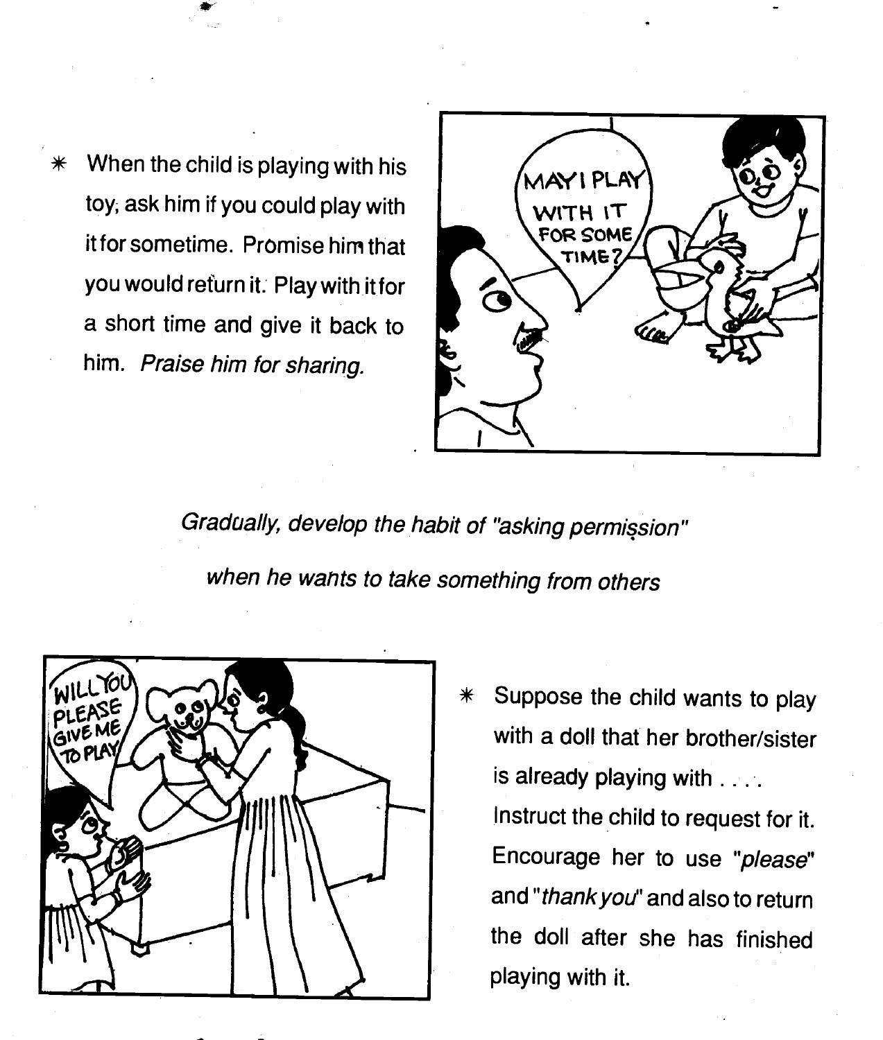* When the child is playing with his toy, ask him if you could play with it for sometime. Promise him that you would return it. Play with it for a short time and give it back to him. *Praise him for sharing.*

*Gradually, develop the habit of "asking permission" when he wants to take something from others*

* Suppose the child wants to play with a doll that her brother/sister is already playing with . . . . Instruct the child to request for it. Encourage her to use "*please*" and "*thank you*" and also to return the doll after she has finished playing with it.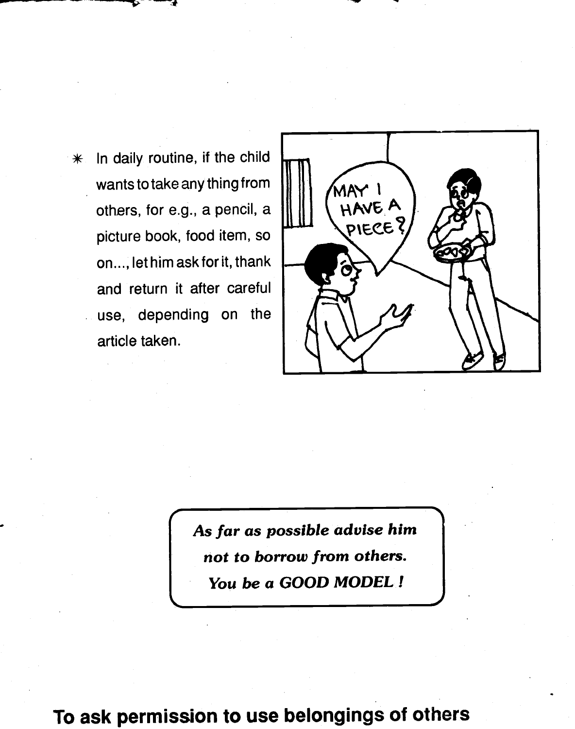* In daily routine, if the child wants to take any thing from others, for e.g., a pencil, a picture book, food item, so on..., let him ask for it, thank and return it after careful use, depending on the article taken.

*As far as possible advise him not to borrow from others. You be a GOOD MODEL !*

## To ask permission to use belongings of others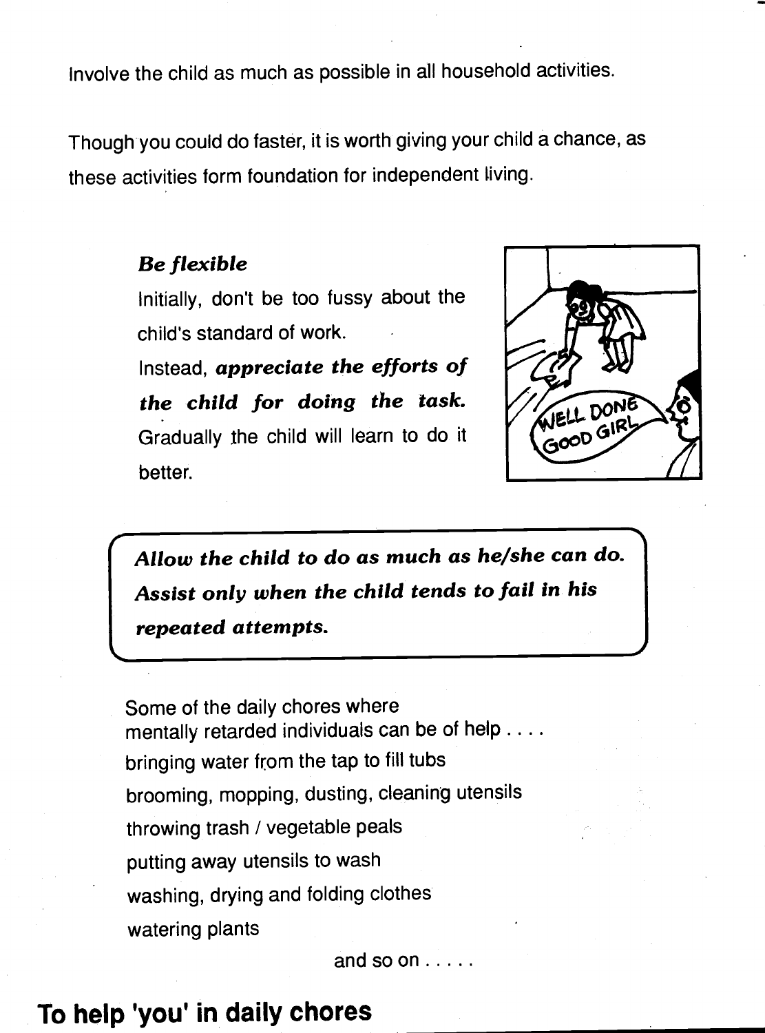Involve the child as much as possible in all household activities.

Though you could do faster, it is worth giving your child a chance, as these activities form foundation for independent living.

***Be flexible***

Initially, don't be too fussy about the child's standard of work.

Instead, ***appreciate the efforts of the child for doing the task.*** Gradually the child will learn to do it better.

> ***Allow the child to do as much as he/she can do. Assist only when the child tends to fail in his repeated attempts.***

Some of the daily chores where mentally retarded individuals can be of help . . . .

- bringing water from the tap to fill tubs
- brooming, mopping, dusting, cleaning utensils
- throwing trash / vegetable peals
- putting away utensils to wash
- washing, drying and folding clothes
- watering plants

and so on . . . . .

## To help 'you' in daily chores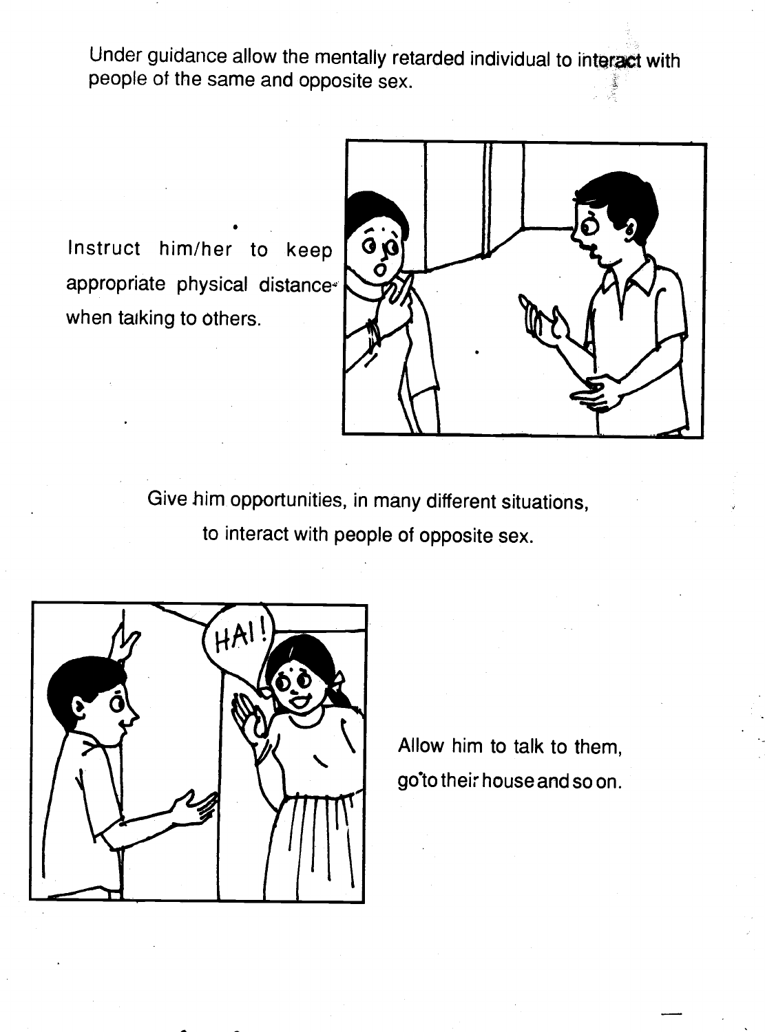Under guidance allow the mentally retarded individual to interact with people of the same and opposite sex.

Instruct him/her to keep appropriate physical distance when talking to others.

Give him opportunities, in many different situations, to interact with people of opposite sex.

Allow him to talk to them, go to their house and so on.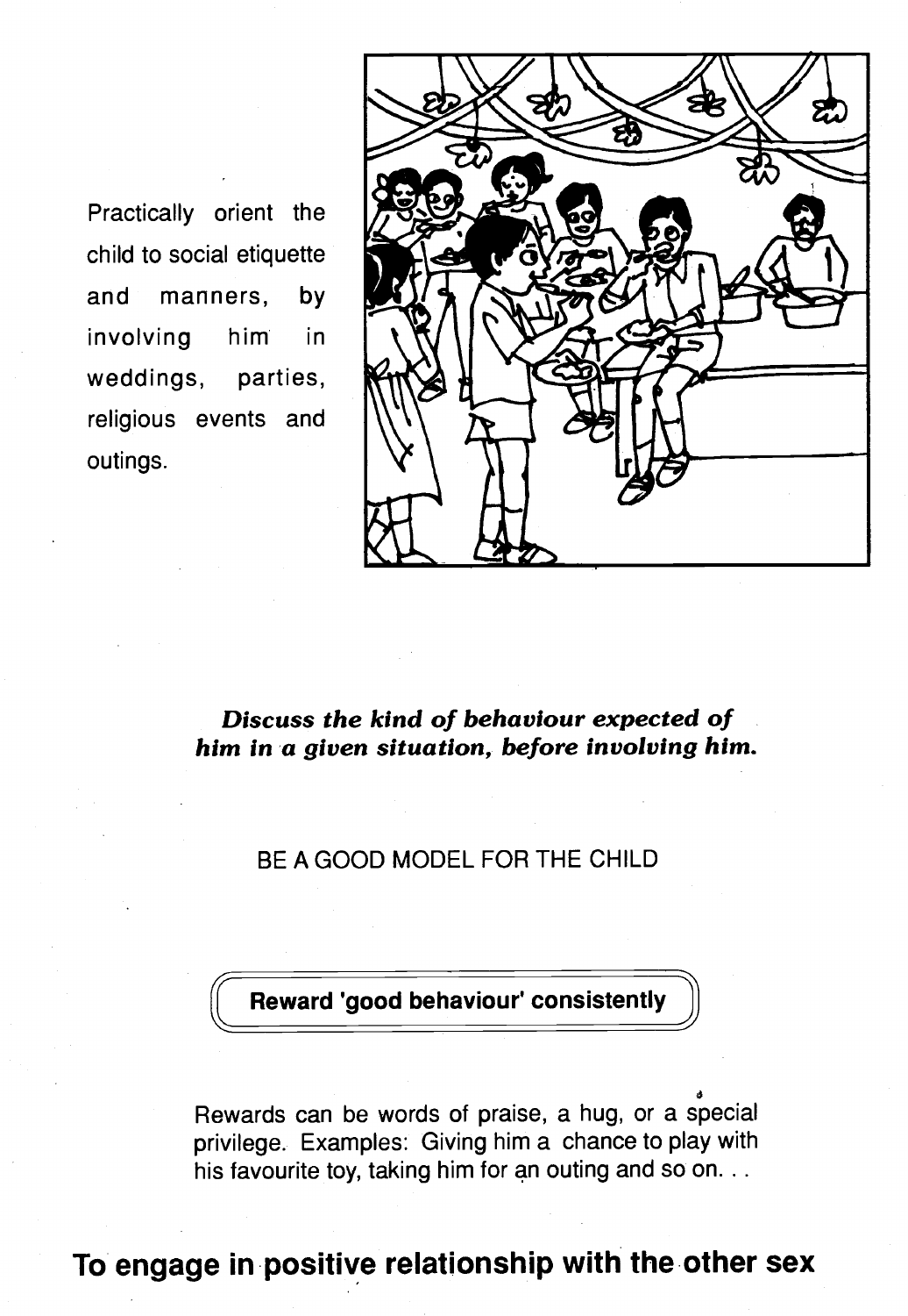Practically orient the child to social etiquette and manners, by involving him in weddings, parties, religious events and outings.

***Discuss the kind of behaviour expected of him in a given situation, before involving him.***

BE A GOOD MODEL FOR THE CHILD

**Reward 'good behaviour' consistently**

Rewards can be words of praise, a hug, or a special privilege. Examples: Giving him a chance to play with his favourite toy, taking him for an outing and so on. . .

## To engage in positive relationship with the other sex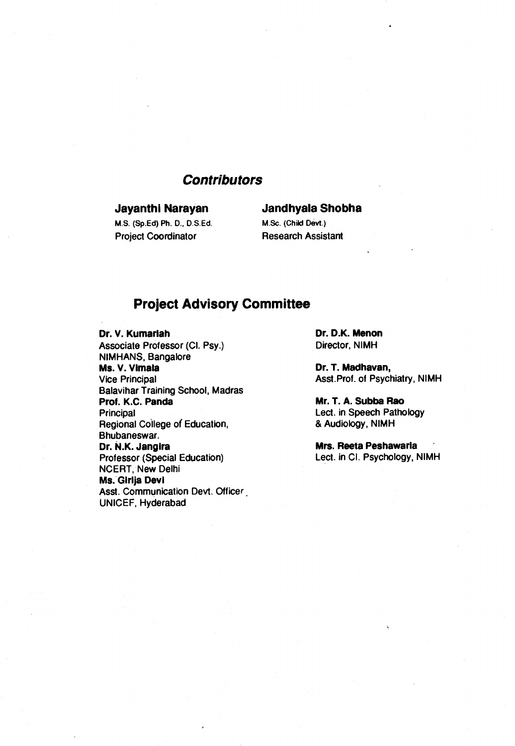## *Contributors*

**Jayanthi Narayan**
M.S. (Sp.Ed) Ph. D., D.S.Ed.
Project Coordinator

**Jandhyala Shobha**
M.Sc. (Child Devt.)
Research Assistant

## Project Advisory Committee

**Dr. V. Kumariah**
Associate Professor (Cl. Psy.)
NIMHANS, Bangalore

**Ms. V. Vimala**
Vice Principal
Balavihar Training School, Madras

**Prof. K.C. Panda**
Principal
Regional College of Education,
Bhubaneswar.

**Dr. N.K. Jangira**
Professor (Special Education)
NCERT, New Delhi

**Ms. Girija Devi**
Asst. Communication Devt. Officer
UNICEF, Hyderabad

**Dr. D.K. Menon**
Director, NIMH

**Dr. T. Madhavan,**
Asst.Prof. of Psychiatry, NIMH

**Mr. T. A. Subba Rao**
Lect. in Speech Pathology
& Audiology, NIMH

**Mrs. Reeta Peshawaria**
Lect. in Cl. Psychology, NIMH